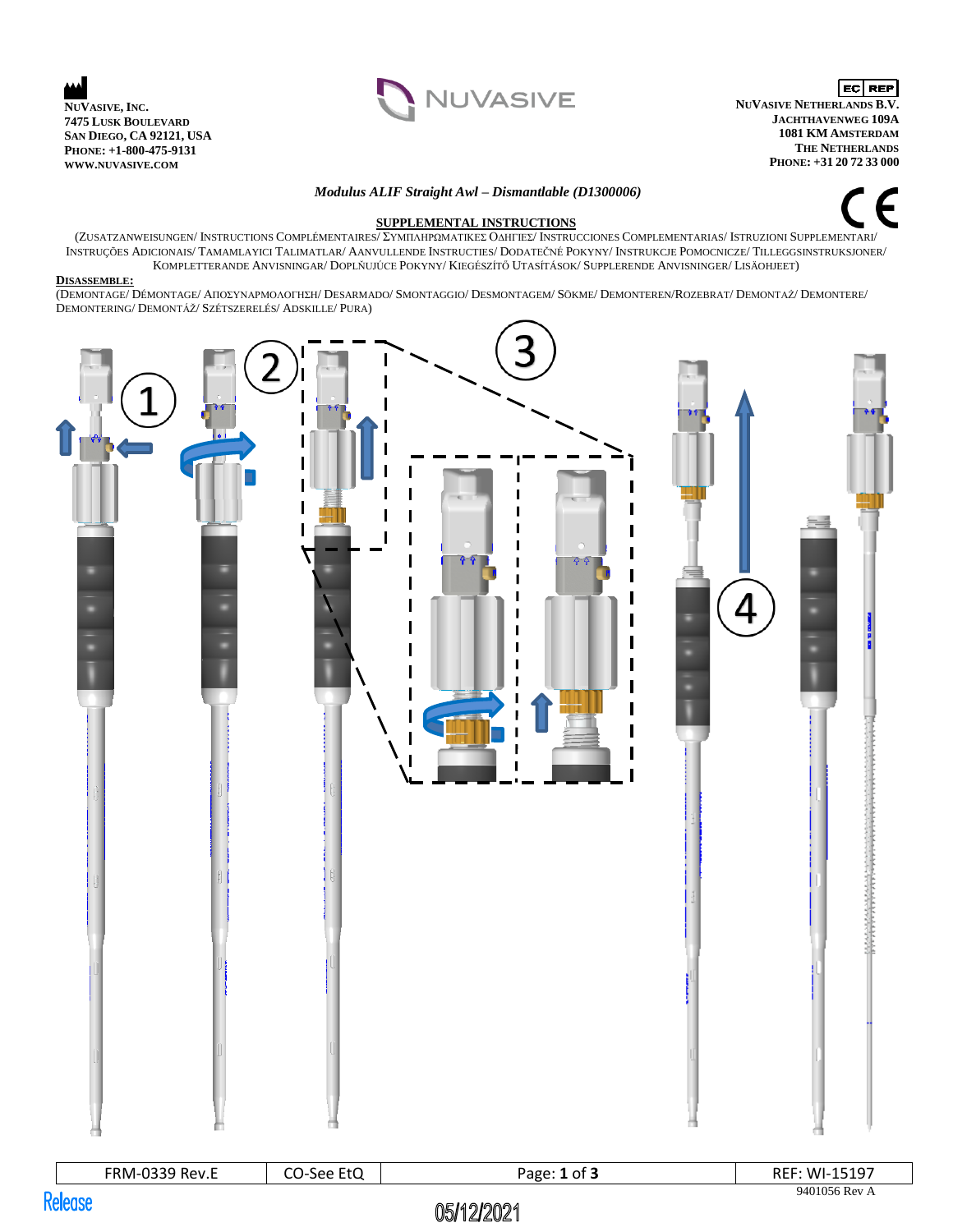**NuVasive, Inc.**
**7475 Lusk Boulevard**
**San Diego, CA 92121, USA**
**Phone: +1-800-475-9131**
**www.nuvasive.com**

NUVASIVE

EC REP
**NuVasive Netherlands B.V.**
**Jachthavenweg 109A**
**1081 KM Amsterdam**
**The Netherlands**
**Phone: +31 20 72 33 000**

***Modulus ALIF Straight Awl – Dismantlable (D1300006)***

CE

**SUPPLEMENTAL INSTRUCTIONS**

(Zusatzanweisungen/ Instructions Complémentaires/ Συμπληρωματικές Οδηγίες/ Instrucciones Complementarias/ Istruzioni Supplementari/ Instruções Adicionais/ Tamamlayici Talimatlar/ Aanvullende Instructies/ Dodatečné Pokyny/ Instrukcje Pomocnicze/ Tilleggsinstruksjoner/ Kompletterande Anvisningar/ Doplňujúce Pokyny/ Kiegészítő Utasítások/ Supplerende Anvisninger/ Lisäohjeet)

**Disassemble:**

(Demontage/ Démontage/ Αποσυναρμολόγηση/ Desarmado/ Smontaggio/ Desmontagem/ Sökme/ Demonteren/Rozebrat/ Demontaż/ Demontere/ Demontering/ Demontáž/ Szétszerelés/ Adskille/ Pura)

1 2 3 4

| FRM-0339 Rev.E | CO-See EtQ | Page: **1** of **3** | REF: WI-15197 |
|---|---|---|---|

9401056 Rev A

Release 05/12/2021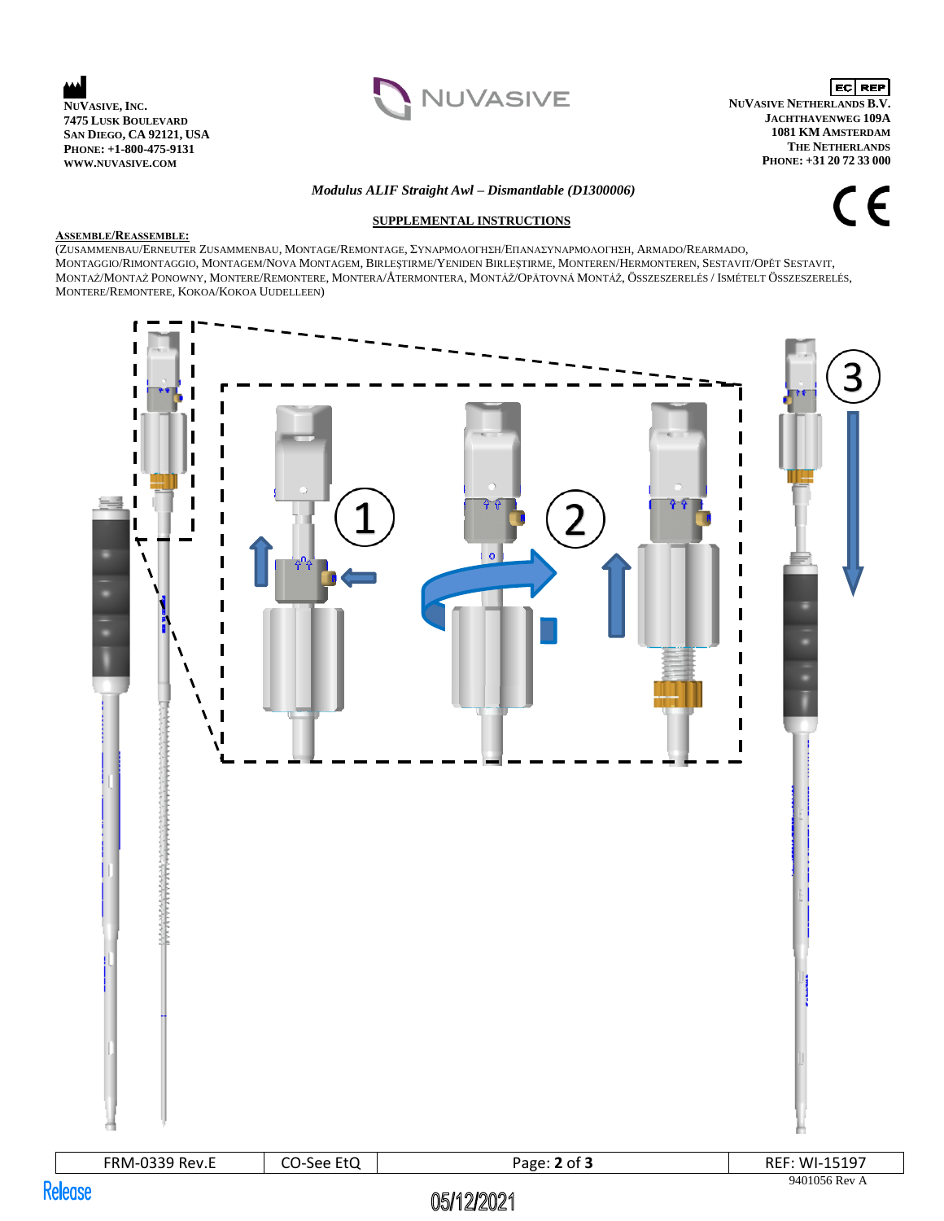NuVasive, Inc.
7475 Lusk Boulevard
San Diego, CA 92121, USA
Phone: +1-800-475-9131
www.nuvasive.com

NUVASIVE

EC REP
NuVasive Netherlands B.V.
Jachthavenweg 109A
1081 KM Amsterdam
The Netherlands
Phone: +31 20 72 33 000

*Modulus ALIF Straight Awl – Dismantlable (D1300006)*

CE

**SUPPLEMENTAL INSTRUCTIONS**

**ASSEMBLE/REASSEMBLE:**

(Zusammenbau/Erneuter Zusammenbau, Montage/Remontage, Συναρμολόγηση/Επανασυναρμολόγηση, Armado/Rearmado, Montaggio/Rimontaggio, Montagem/Nova Montagem, Birleştirme/Yeniden Birleştirme, Monteren/Hermonteren, Sestavit/Opět Sestavit, Montaż/Montaż Ponowny, Montere/Remontere, Montera/Återmontera, Montáž/Opätovná Montáž, Összeszerelés / Ismételt Összeszerelés, Montere/Remontere, Kokoa/Kokoa Uudelleen)

1

2

3

9401056 Rev A

Release

05/12/2021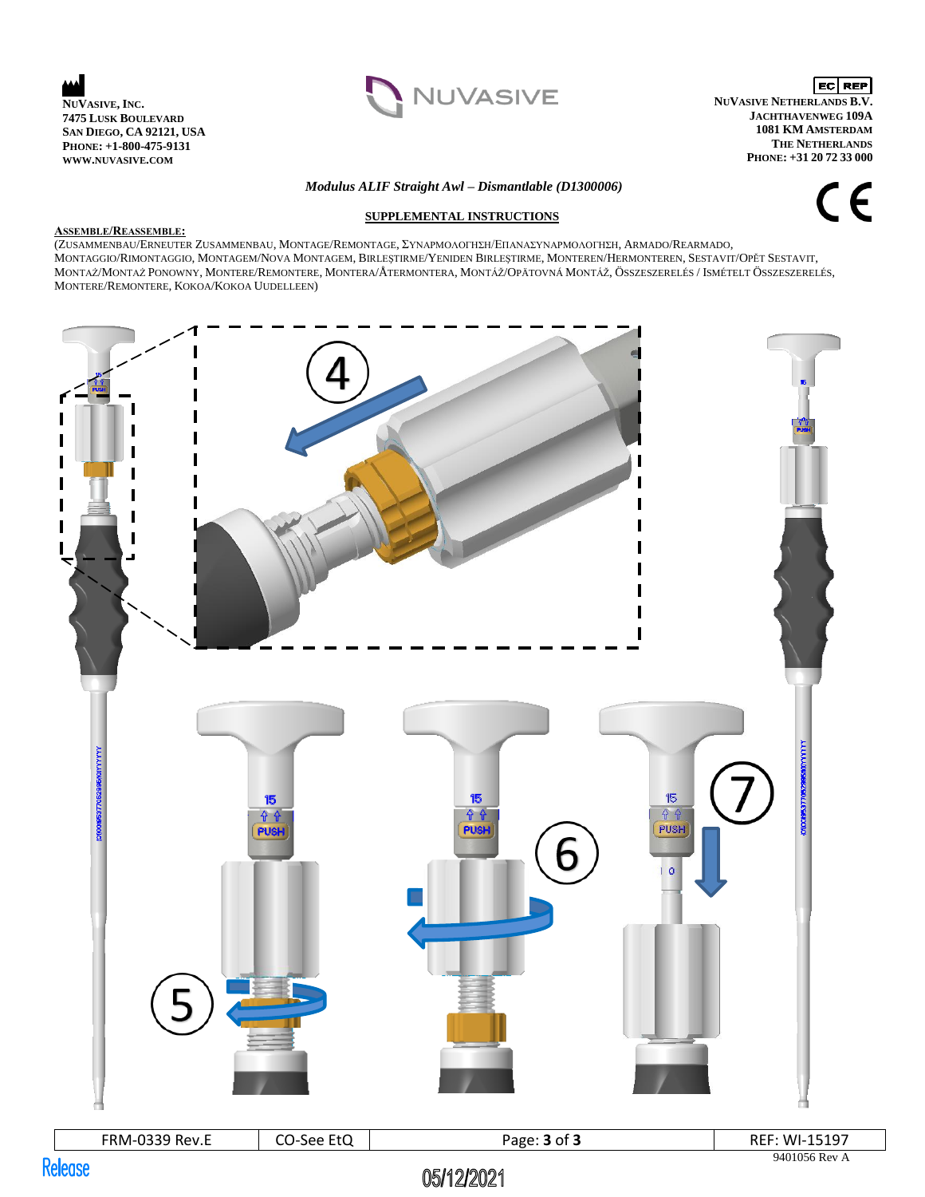NuVasive, Inc.
7475 Lusk Boulevard
San Diego, CA 92121, USA
Phone: +1-800-475-9131
www.nuvasive.com

EC REP
NuVasive Netherlands B.V.
Jachthavenweg 109A
1081 KM Amsterdam
The Netherlands
Phone: +31 20 72 33 000

*Modulus ALIF Straight Awl – Dismantlable (D1300006)*

**SUPPLEMENTAL INSTRUCTIONS**

**Assemble/Reassemble:**

(Zusammenbau/Erneuter Zusammenbau, Montage/Remontage, Συναρμολογηση/Επανασυναρμολογηση, Armado/Rearmado, Montaggio/Rimontaggio, Montagem/Nova Montagem, Birleştirme/Yeniden Birleştirme, Monteren/Hermonteren, Sestavit/Opět Sestavit, Montaż/Montaż Ponowny, Montere/Remontere, Montera/Återmontera, Montáž/Opätovná Montáž, Összeszerelés / Ismételt Összeszerelés, Montere/Remontere, Kokoa/Kokoa Uudelleen)

4

5

6

7

| | | | |
|---|---|---|---|
| FRM-0339 Rev.E | CO-See EtQ | Page: **3** of **3** | REF: WI-15197 |

9401056 Rev A

Release

05/12/2021